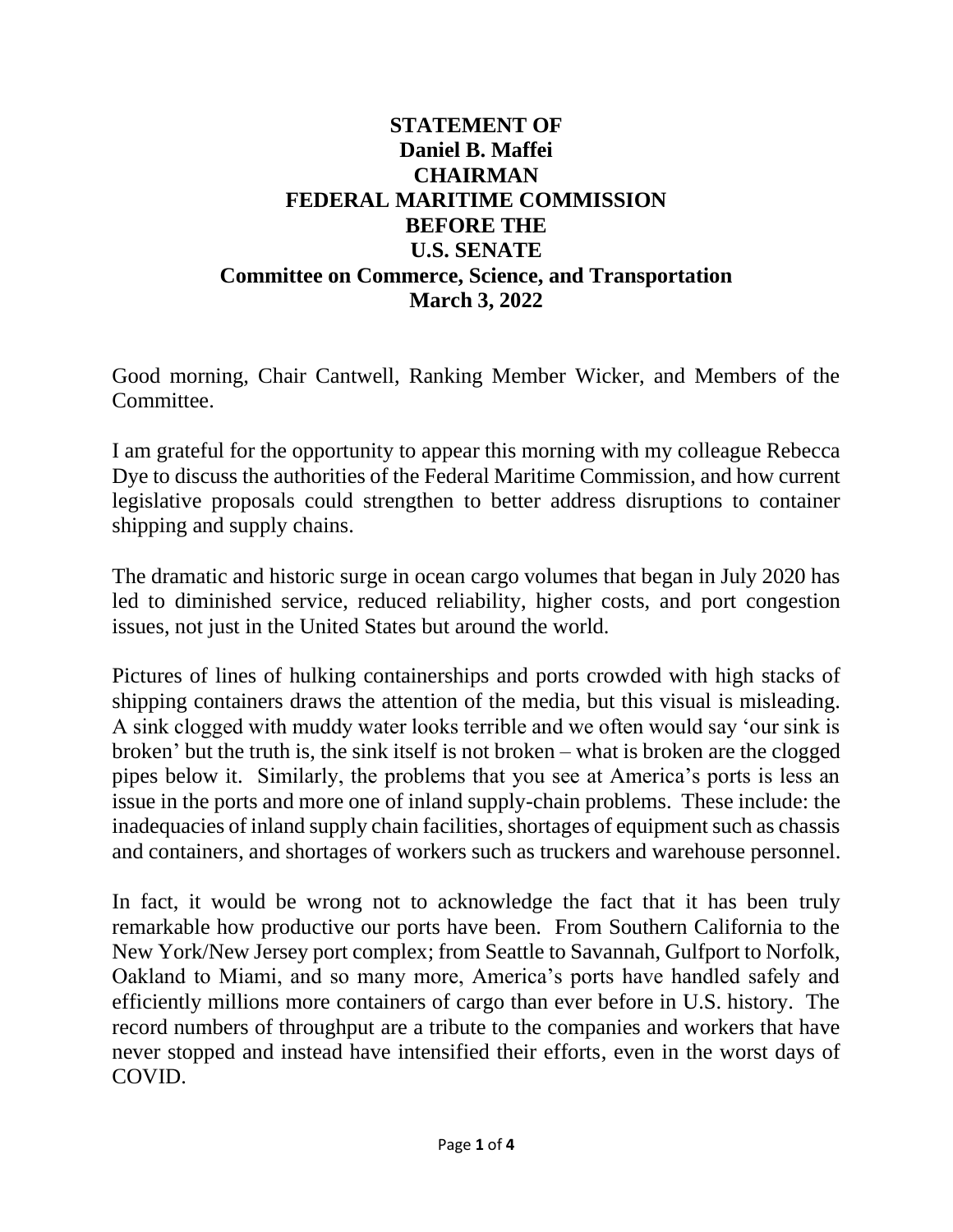**STATEMENT OF**
**Daniel B. Maffei**
**CHAIRMAN**
**FEDERAL MARITIME COMMISSION**
**BEFORE THE**
**U.S. SENATE**
**Committee on Commerce, Science, and Transportation**
**March 3, 2022**

Good morning, Chair Cantwell, Ranking Member Wicker, and Members of the Committee.

I am grateful for the opportunity to appear this morning with my colleague Rebecca Dye to discuss the authorities of the Federal Maritime Commission, and how current legislative proposals could strengthen to better address disruptions to container shipping and supply chains.

The dramatic and historic surge in ocean cargo volumes that began in July 2020 has led to diminished service, reduced reliability, higher costs, and port congestion issues, not just in the United States but around the world.

Pictures of lines of hulking containerships and ports crowded with high stacks of shipping containers draws the attention of the media, but this visual is misleading. A sink clogged with muddy water looks terrible and we often would say 'our sink is broken' but the truth is, the sink itself is not broken – what is broken are the clogged pipes below it. Similarly, the problems that you see at America's ports is less an issue in the ports and more one of inland supply-chain problems. These include: the inadequacies of inland supply chain facilities, shortages of equipment such as chassis and containers, and shortages of workers such as truckers and warehouse personnel.

In fact, it would be wrong not to acknowledge the fact that it has been truly remarkable how productive our ports have been. From Southern California to the New York/New Jersey port complex; from Seattle to Savannah, Gulfport to Norfolk, Oakland to Miami, and so many more, America's ports have handled safely and efficiently millions more containers of cargo than ever before in U.S. history. The record numbers of throughput are a tribute to the companies and workers that have never stopped and instead have intensified their efforts, even in the worst days of COVID.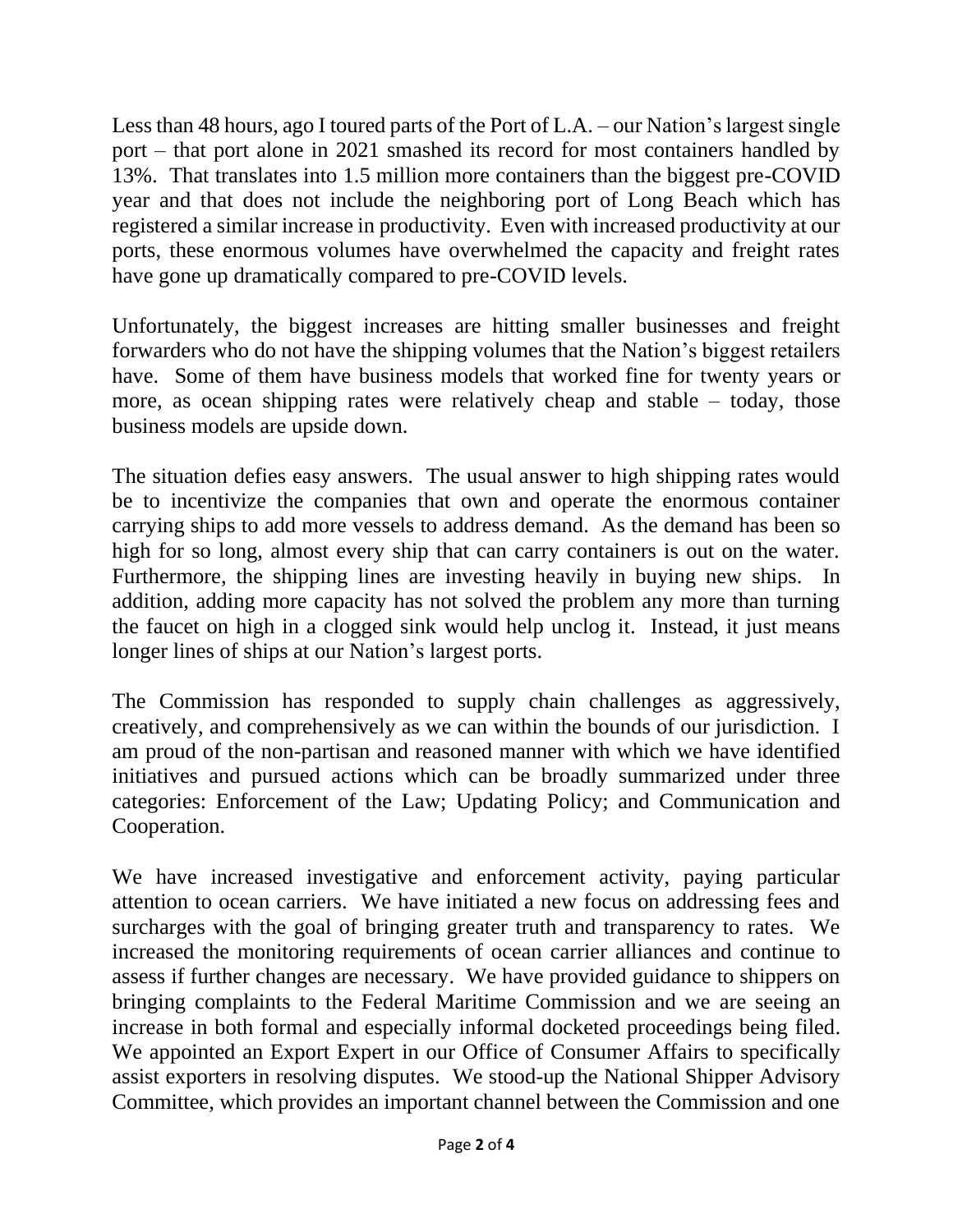Less than 48 hours, ago I toured parts of the Port of L.A. – our Nation's largest single port – that port alone in 2021 smashed its record for most containers handled by 13%. That translates into 1.5 million more containers than the biggest pre-COVID year and that does not include the neighboring port of Long Beach which has registered a similar increase in productivity. Even with increased productivity at our ports, these enormous volumes have overwhelmed the capacity and freight rates have gone up dramatically compared to pre-COVID levels.

Unfortunately, the biggest increases are hitting smaller businesses and freight forwarders who do not have the shipping volumes that the Nation's biggest retailers have. Some of them have business models that worked fine for twenty years or more, as ocean shipping rates were relatively cheap and stable – today, those business models are upside down.

The situation defies easy answers. The usual answer to high shipping rates would be to incentivize the companies that own and operate the enormous container carrying ships to add more vessels to address demand. As the demand has been so high for so long, almost every ship that can carry containers is out on the water. Furthermore, the shipping lines are investing heavily in buying new ships. In addition, adding more capacity has not solved the problem any more than turning the faucet on high in a clogged sink would help unclog it. Instead, it just means longer lines of ships at our Nation's largest ports.

The Commission has responded to supply chain challenges as aggressively, creatively, and comprehensively as we can within the bounds of our jurisdiction. I am proud of the non-partisan and reasoned manner with which we have identified initiatives and pursued actions which can be broadly summarized under three categories: Enforcement of the Law; Updating Policy; and Communication and Cooperation.

We have increased investigative and enforcement activity, paying particular attention to ocean carriers. We have initiated a new focus on addressing fees and surcharges with the goal of bringing greater truth and transparency to rates. We increased the monitoring requirements of ocean carrier alliances and continue to assess if further changes are necessary. We have provided guidance to shippers on bringing complaints to the Federal Maritime Commission and we are seeing an increase in both formal and especially informal docketed proceedings being filed. We appointed an Export Expert in our Office of Consumer Affairs to specifically assist exporters in resolving disputes. We stood-up the National Shipper Advisory Committee, which provides an important channel between the Commission and one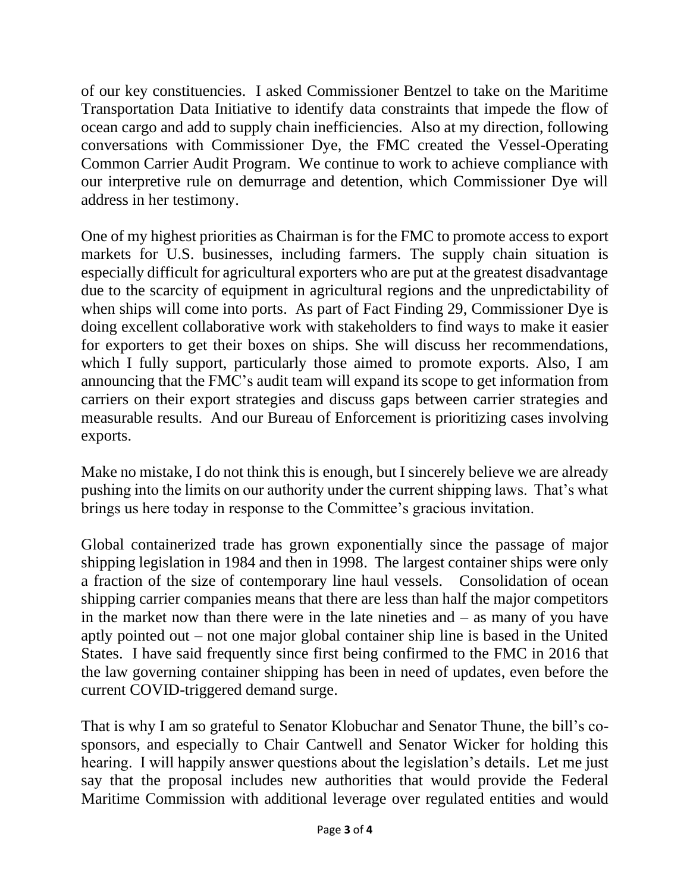of our key constituencies. I asked Commissioner Bentzel to take on the Maritime Transportation Data Initiative to identify data constraints that impede the flow of ocean cargo and add to supply chain inefficiencies. Also at my direction, following conversations with Commissioner Dye, the FMC created the Vessel-Operating Common Carrier Audit Program. We continue to work to achieve compliance with our interpretive rule on demurrage and detention, which Commissioner Dye will address in her testimony.

One of my highest priorities as Chairman is for the FMC to promote access to export markets for U.S. businesses, including farmers. The supply chain situation is especially difficult for agricultural exporters who are put at the greatest disadvantage due to the scarcity of equipment in agricultural regions and the unpredictability of when ships will come into ports. As part of Fact Finding 29, Commissioner Dye is doing excellent collaborative work with stakeholders to find ways to make it easier for exporters to get their boxes on ships. She will discuss her recommendations, which I fully support, particularly those aimed to promote exports. Also, I am announcing that the FMC's audit team will expand its scope to get information from carriers on their export strategies and discuss gaps between carrier strategies and measurable results. And our Bureau of Enforcement is prioritizing cases involving exports.

Make no mistake, I do not think this is enough, but I sincerely believe we are already pushing into the limits on our authority under the current shipping laws. That's what brings us here today in response to the Committee's gracious invitation.

Global containerized trade has grown exponentially since the passage of major shipping legislation in 1984 and then in 1998. The largest container ships were only a fraction of the size of contemporary line haul vessels. Consolidation of ocean shipping carrier companies means that there are less than half the major competitors in the market now than there were in the late nineties and – as many of you have aptly pointed out – not one major global container ship line is based in the United States. I have said frequently since first being confirmed to the FMC in 2016 that the law governing container shipping has been in need of updates, even before the current COVID-triggered demand surge.

That is why I am so grateful to Senator Klobuchar and Senator Thune, the bill's co-sponsors, and especially to Chair Cantwell and Senator Wicker for holding this hearing. I will happily answer questions about the legislation's details. Let me just say that the proposal includes new authorities that would provide the Federal Maritime Commission with additional leverage over regulated entities and would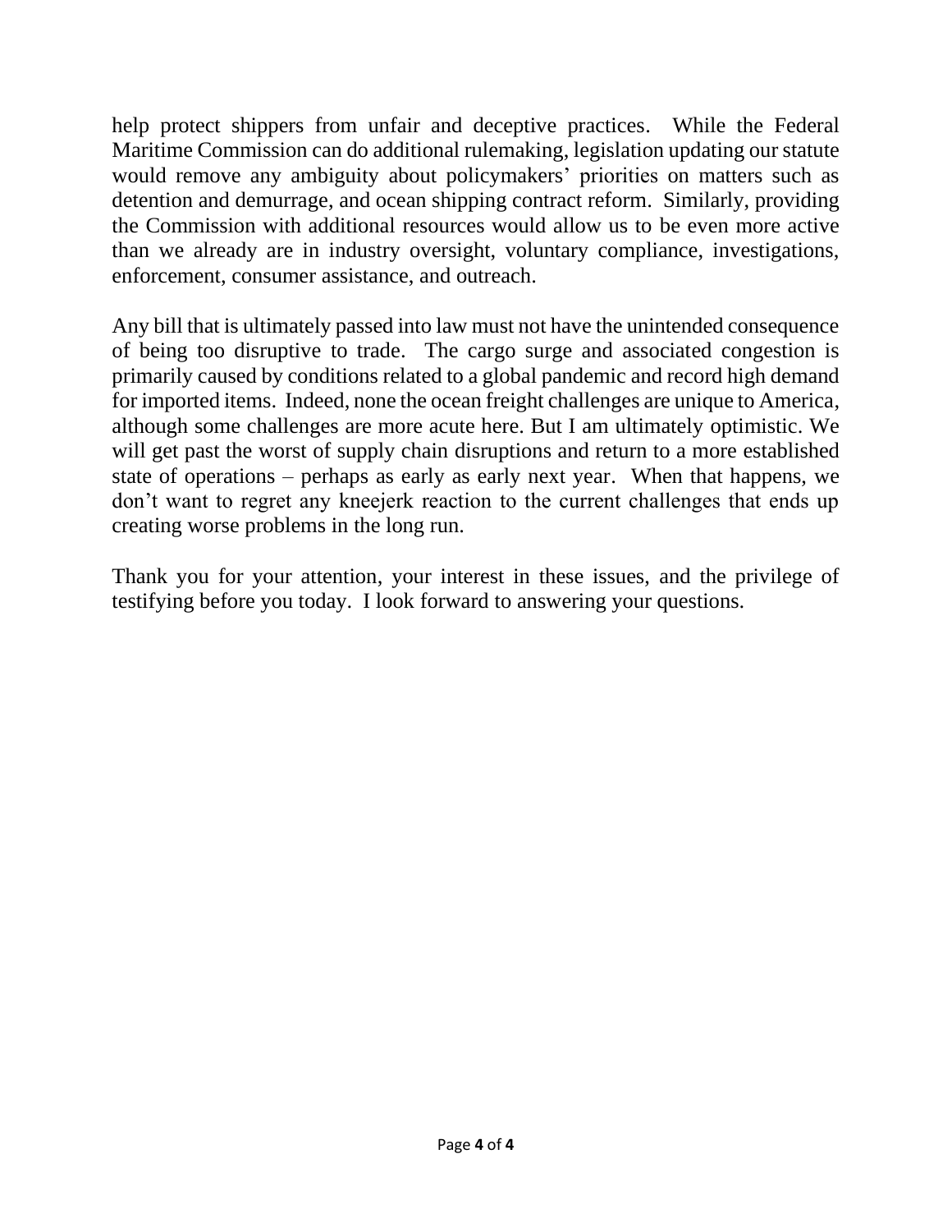help protect shippers from unfair and deceptive practices. While the Federal Maritime Commission can do additional rulemaking, legislation updating our statute would remove any ambiguity about policymakers' priorities on matters such as detention and demurrage, and ocean shipping contract reform. Similarly, providing the Commission with additional resources would allow us to be even more active than we already are in industry oversight, voluntary compliance, investigations, enforcement, consumer assistance, and outreach.

Any bill that is ultimately passed into law must not have the unintended consequence of being too disruptive to trade. The cargo surge and associated congestion is primarily caused by conditions related to a global pandemic and record high demand for imported items. Indeed, none the ocean freight challenges are unique to America, although some challenges are more acute here. But I am ultimately optimistic. We will get past the worst of supply chain disruptions and return to a more established state of operations – perhaps as early as early next year. When that happens, we don't want to regret any kneejerk reaction to the current challenges that ends up creating worse problems in the long run.

Thank you for your attention, your interest in these issues, and the privilege of testifying before you today. I look forward to answering your questions.